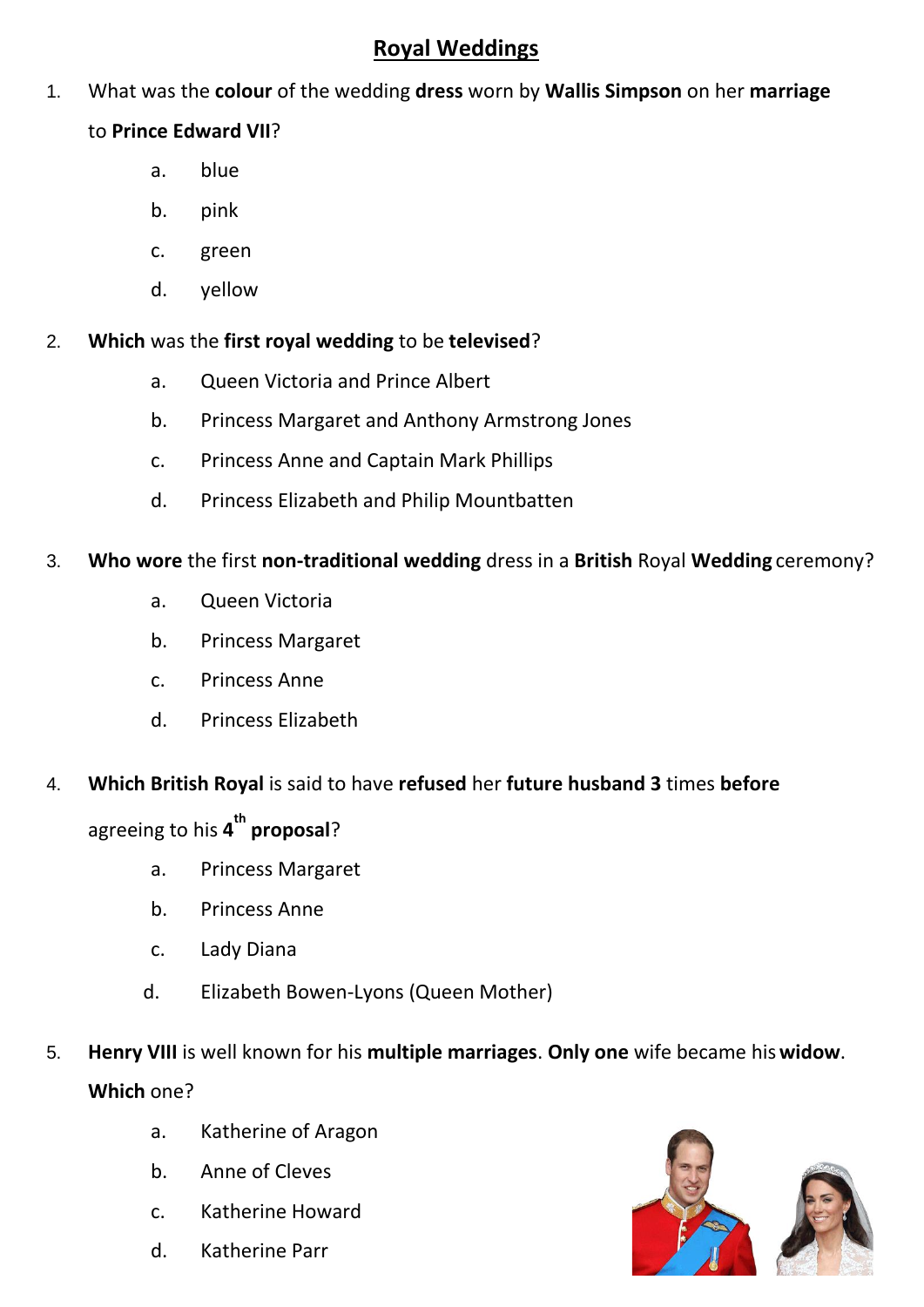# Royal Weddings

1. What was the **colour** of the wedding **dress** worn by **Wallis Simpson** on her **marriage** to **Prince Edward VII**?
   - a. blue
   - b. pink
   - c. green
   - d. yellow

2. **Which** was the **first royal wedding** to be **televised**?
   - a. Queen Victoria and Prince Albert
   - b. Princess Margaret and Anthony Armstrong Jones
   - c. Princess Anne and Captain Mark Phillips
   - d. Princess Elizabeth and Philip Mountbatten

3. **Who wore** the first **non-traditional wedding** dress in a **British** Royal **Wedding** ceremony?
   - a. Queen Victoria
   - b. Princess Margaret
   - c. Princess Anne
   - d. Princess Elizabeth

4. **Which British Royal** is said to have **refused** her **future husband 3** times **before** agreeing to his **4th proposal**?
   - a. Princess Margaret
   - b. Princess Anne
   - c. Lady Diana
   - d. Elizabeth Bowen-Lyons (Queen Mother)

5. **Henry VIII** is well known for his **multiple marriages**. **Only one** wife became his **widow**. **Which** one?
   - a. Katherine of Aragon
   - b. Anne of Cleves
   - c. Katherine Howard
   - d. Katherine Parr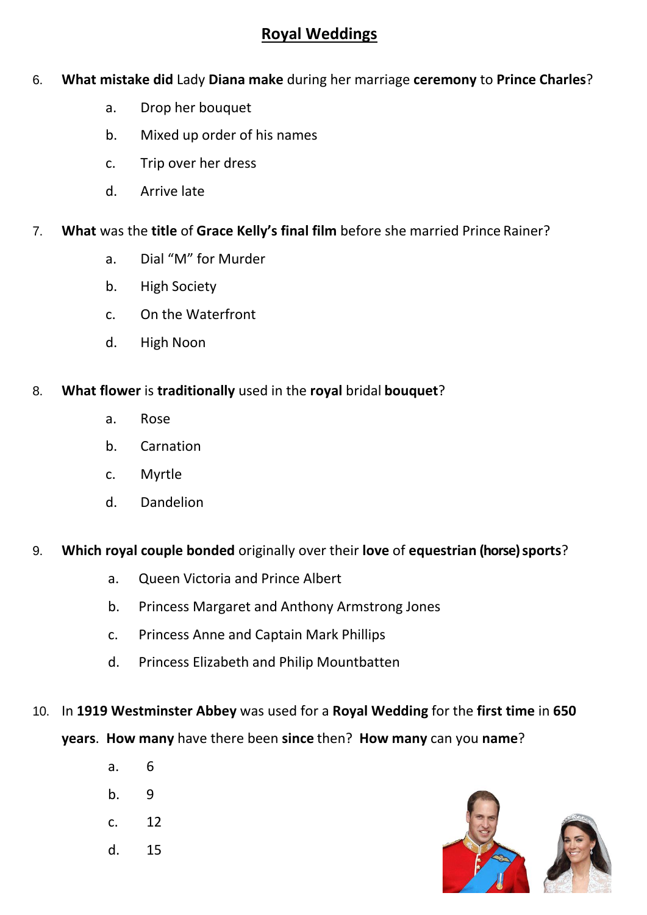# Royal Weddings

6. **What mistake did** Lady **Diana make** during her marriage **ceremony** to **Prince Charles**?
   - a. Drop her bouquet
   - b. Mixed up order of his names
   - c. Trip over her dress
   - d. Arrive late

7. **What** was the **title** of **Grace Kelly's final film** before she married Prince Rainer?
   - a. Dial "M" for Murder
   - b. High Society
   - c. On the Waterfront
   - d. High Noon

8. **What flower** is **traditionally** used in the **royal** bridal **bouquet**?
   - a. Rose
   - b. Carnation
   - c. Myrtle
   - d. Dandelion

9. **Which royal couple bonded** originally over their **love** of **equestrian (horse) sports**?
   - a. Queen Victoria and Prince Albert
   - b. Princess Margaret and Anthony Armstrong Jones
   - c. Princess Anne and Captain Mark Phillips
   - d. Princess Elizabeth and Philip Mountbatten

10. In **1919 Westminster Abbey** was used for a **Royal Wedding** for the **first time** in **650 years**. **How many** have there been **since** then? **How many** can you **name**?
    - a. 6
    - b. 9
    - c. 12
    - d. 15